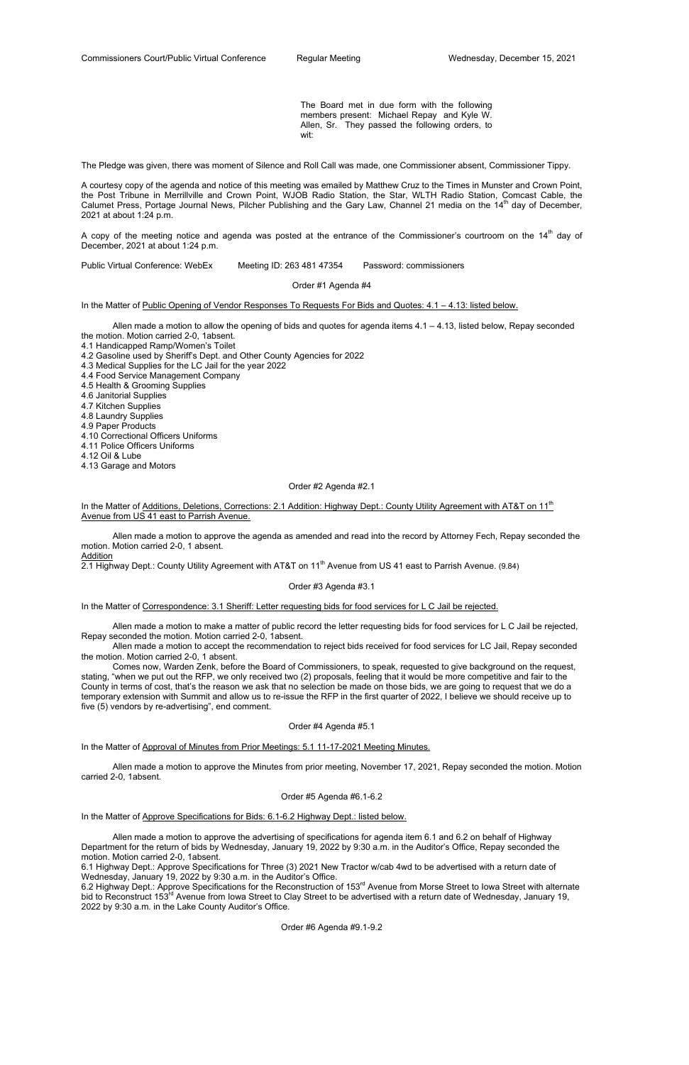The Board met in due form with the following members present: Michael Repay and Kyle W. Allen, Sr. They passed the following orders, to wit:

The Pledge was given, there was moment of Silence and Roll Call was made, one Commissioner absent, Commissioner Tippy.

A courtesy copy of the agenda and notice of this meeting was emailed by Matthew Cruz to the Times in Munster and Crown Point, the Post Tribune in Merrillville and Crown Point, WJOB Radio Station, the Star, WLTH Radio Station, Comcast Cable, the Calumet Press, Portage Journal News, Pilcher Publishing and the Gary Law, Channel 21 media on the 14th day of December, 2021 at about 1:24 p.m.

A copy of the meeting notice and agenda was posted at the entrance of the Commissioner's courtroom on the 14th day of December, 2021 at about 1:24 p.m.

Public Virtual Conference: WebEx    Meeting ID: 263 481 47354    Password: commissioners

Order #1 Agenda #4

In the Matter of Public Opening of Vendor Responses To Requests For Bids and Quotes: 4.1 – 4.13: listed below.

Allen made a motion to allow the opening of bids and quotes for agenda items 4.1 – 4.13, listed below, Repay seconded the motion. Motion carried 2-0, 1absent.

4.1 Handicapped Ramp/Women's Toilet
4.2 Gasoline used by Sheriff's Dept. and Other County Agencies for 2022
4.3 Medical Supplies for the LC Jail for the year 2022
4.4 Food Service Management Company
4.5 Health & Grooming Supplies
4.6 Janitorial Supplies
4.7 Kitchen Supplies
4.8 Laundry Supplies
4.9 Paper Products
4.10 Correctional Officers Uniforms
4.11 Police Officers Uniforms
4.12 Oil & Lube
4.13 Garage and Motors

Order #2 Agenda #2.1

In the Matter of Additions, Deletions, Corrections: 2.1 Addition: Highway Dept.: County Utility Agreement with AT&T on 11th Avenue from US 41 east to Parrish Avenue.

Allen made a motion to approve the agenda as amended and read into the record by Attorney Fech, Repay seconded the motion. Motion carried 2-0, 1 absent.

Addition

2.1 Highway Dept.: County Utility Agreement with AT&T on 11th Avenue from US 41 east to Parrish Avenue. (9.84)

Order #3 Agenda #3.1

In the Matter of Correspondence: 3.1 Sheriff: Letter requesting bids for food services for L C Jail be rejected.

Allen made a motion to make a matter of public record the letter requesting bids for food services for L C Jail be rejected, Repay seconded the motion. Motion carried 2-0, 1absent.

Allen made a motion to accept the recommendation to reject bids received for food services for LC Jail, Repay seconded the motion. Motion carried 2-0, 1 absent.

Comes now, Warden Zenk, before the Board of Commissioners, to speak, requested to give background on the request, stating, "when we put out the RFP, we only received two (2) proposals, feeling that it would be more competitive and fair to the County in terms of cost, that's the reason we ask that no selection be made on those bids, we are going to request that we do a temporary extension with Summit and allow us to re-issue the RFP in the first quarter of 2022, I believe we should receive up to five (5) vendors by re-advertising", end comment.

Order #4 Agenda #5.1

In the Matter of Approval of Minutes from Prior Meetings: 5.1 11-17-2021 Meeting Minutes.

Allen made a motion to approve the Minutes from prior meeting, November 17, 2021, Repay seconded the motion. Motion carried 2-0, 1absent.

Order #5 Agenda #6.1-6.2

In the Matter of Approve Specifications for Bids: 6.1-6.2 Highway Dept.: listed below.

Allen made a motion to approve the advertising of specifications for agenda item 6.1 and 6.2 on behalf of Highway Department for the return of bids by Wednesday, January 19, 2022 by 9:30 a.m. in the Auditor's Office, Repay seconded the motion. Motion carried 2-0, 1absent.

6.1 Highway Dept.: Approve Specifications for Three (3) 2021 New Tractor w/cab 4wd to be advertised with a return date of Wednesday, January 19, 2022 by 9:30 a.m. in the Auditor's Office.

6.2 Highway Dept.: Approve Specifications for the Reconstruction of 153rd Avenue from Morse Street to Iowa Street with alternate bid to Reconstruct 153rd Avenue from Iowa Street to Clay Street to be advertised with a return date of Wednesday, January 19, 2022 by 9:30 a.m. in the Lake County Auditor's Office.

Order #6 Agenda #9.1-9.2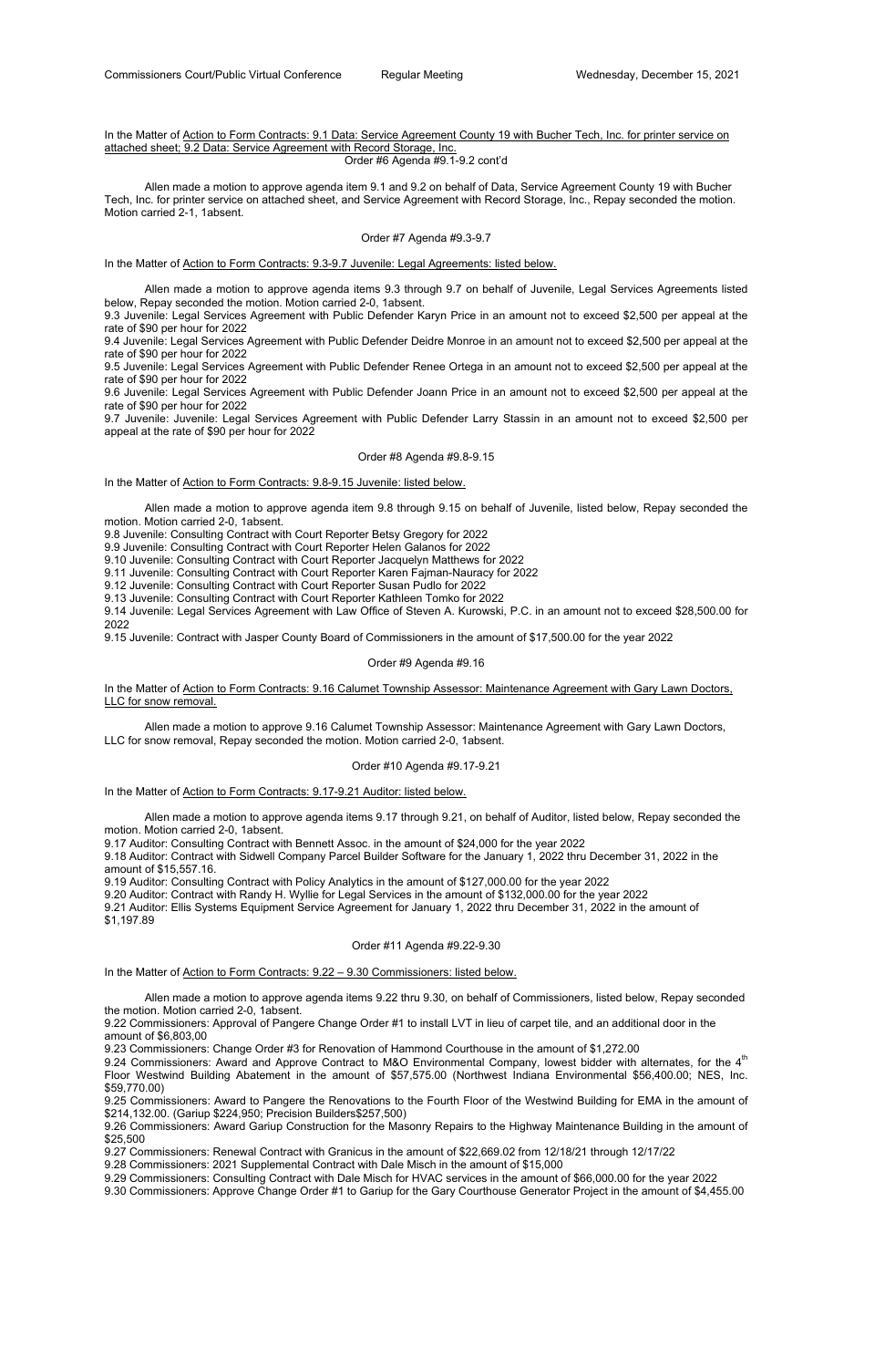In the Matter of Action to Form Contracts: 9.1 Data: Service Agreement County 19 with Bucher Tech, Inc. for printer service on attached sheet; 9.2 Data: Service Agreement with Record Storage, Inc.

Order #6 Agenda #9.1-9.2 cont'd

Allen made a motion to approve agenda item 9.1 and 9.2 on behalf of Data, Service Agreement County 19 with Bucher Tech, Inc. for printer service on attached sheet, and Service Agreement with Record Storage, Inc., Repay seconded the motion. Motion carried 2-1, 1absent.

Order #7 Agenda #9.3-9.7

In the Matter of Action to Form Contracts: 9.3-9.7 Juvenile: Legal Agreements: listed below.

Allen made a motion to approve agenda items 9.3 through 9.7 on behalf of Juvenile, Legal Services Agreements listed below, Repay seconded the motion. Motion carried 2-0, 1absent.

9.3 Juvenile: Legal Services Agreement with Public Defender Karyn Price in an amount not to exceed $2,500 per appeal at the rate of $90 per hour for 2022

9.4 Juvenile: Legal Services Agreement with Public Defender Deidre Monroe in an amount not to exceed $2,500 per appeal at the rate of $90 per hour for 2022

9.5 Juvenile: Legal Services Agreement with Public Defender Renee Ortega in an amount not to exceed $2,500 per appeal at the rate of $90 per hour for 2022

9.6 Juvenile: Legal Services Agreement with Public Defender Joann Price in an amount not to exceed $2,500 per appeal at the rate of $90 per hour for 2022

9.7 Juvenile: Juvenile: Legal Services Agreement with Public Defender Larry Stassin in an amount not to exceed $2,500 per appeal at the rate of $90 per hour for 2022

Order #8 Agenda #9.8-9.15

In the Matter of Action to Form Contracts: 9.8-9.15 Juvenile: listed below.

Allen made a motion to approve agenda item 9.8 through 9.15 on behalf of Juvenile, listed below, Repay seconded the motion. Motion carried 2-0, 1absent.

9.8 Juvenile: Consulting Contract with Court Reporter Betsy Gregory for 2022

9.9 Juvenile: Consulting Contract with Court Reporter Helen Galanos for 2022

9.10 Juvenile: Consulting Contract with Court Reporter Jacquelyn Matthews for 2022

9.11 Juvenile: Consulting Contract with Court Reporter Karen Fajman-Nauracy for 2022

9.12 Juvenile: Consulting Contract with Court Reporter Susan Pudlo for 2022

9.13 Juvenile: Consulting Contract with Court Reporter Kathleen Tomko for 2022

9.14 Juvenile: Legal Services Agreement with Law Office of Steven A. Kurowski, P.C. in an amount not to exceed $28,500.00 for 2022

9.15 Juvenile: Contract with Jasper County Board of Commissioners in the amount of $17,500.00 for the year 2022

Order #9 Agenda #9.16

In the Matter of Action to Form Contracts: 9.16 Calumet Township Assessor: Maintenance Agreement with Gary Lawn Doctors, LLC for snow removal.

Allen made a motion to approve 9.16 Calumet Township Assessor: Maintenance Agreement with Gary Lawn Doctors, LLC for snow removal, Repay seconded the motion. Motion carried 2-0, 1absent.

Order #10 Agenda #9.17-9.21

In the Matter of Action to Form Contracts: 9.17-9.21 Auditor: listed below.

Allen made a motion to approve agenda items 9.17 through 9.21, on behalf of Auditor, listed below, Repay seconded the motion. Motion carried 2-0, 1absent.

9.17 Auditor: Consulting Contract with Bennett Assoc. in the amount of $24,000 for the year 2022

9.18 Auditor: Contract with Sidwell Company Parcel Builder Software for the January 1, 2022 thru December 31, 2022 in the amount of $15,557.16.

9.19 Auditor: Consulting Contract with Policy Analytics in the amount of $127,000.00 for the year 2022

9.20 Auditor: Contract with Randy H. Wyllie for Legal Services in the amount of $132,000.00 for the year 2022

9.21 Auditor: Ellis Systems Equipment Service Agreement for January 1, 2022 thru December 31, 2022 in the amount of $1,197.89

Order #11 Agenda #9.22-9.30

In the Matter of Action to Form Contracts: 9.22 – 9.30 Commissioners: listed below.

Allen made a motion to approve agenda items 9.22 thru 9.30, on behalf of Commissioners, listed below, Repay seconded the motion. Motion carried 2-0, 1absent.

9.22 Commissioners: Approval of Pangere Change Order #1 to install LVT in lieu of carpet tile, and an additional door in the amount of $6,803,00

9.23 Commissioners: Change Order #3 for Renovation of Hammond Courthouse in the amount of $1,272.00

9.24 Commissioners: Award and Approve Contract to M&O Environmental Company, lowest bidder with alternates, for the 4th Floor Westwind Building Abatement in the amount of $57,575.00 (Northwest Indiana Environmental $56,400.00; NES, Inc. $59,770.00)

9.25 Commissioners: Award to Pangere the Renovations to the Fourth Floor of the Westwind Building for EMA in the amount of $214,132.00. (Gariup $224,950; Precision Builders$257,500)

9.26 Commissioners: Award Gariup Construction for the Masonry Repairs to the Highway Maintenance Building in the amount of $25,500

9.27 Commissioners: Renewal Contract with Granicus in the amount of $22,669.02 from 12/18/21 through 12/17/22

9.28 Commissioners: 2021 Supplemental Contract with Dale Misch in the amount of $15,000

9.29 Commissioners: Consulting Contract with Dale Misch for HVAC services in the amount of $66,000.00 for the year 2022

9.30 Commissioners: Approve Change Order #1 to Gariup for the Gary Courthouse Generator Project in the amount of $4,455.00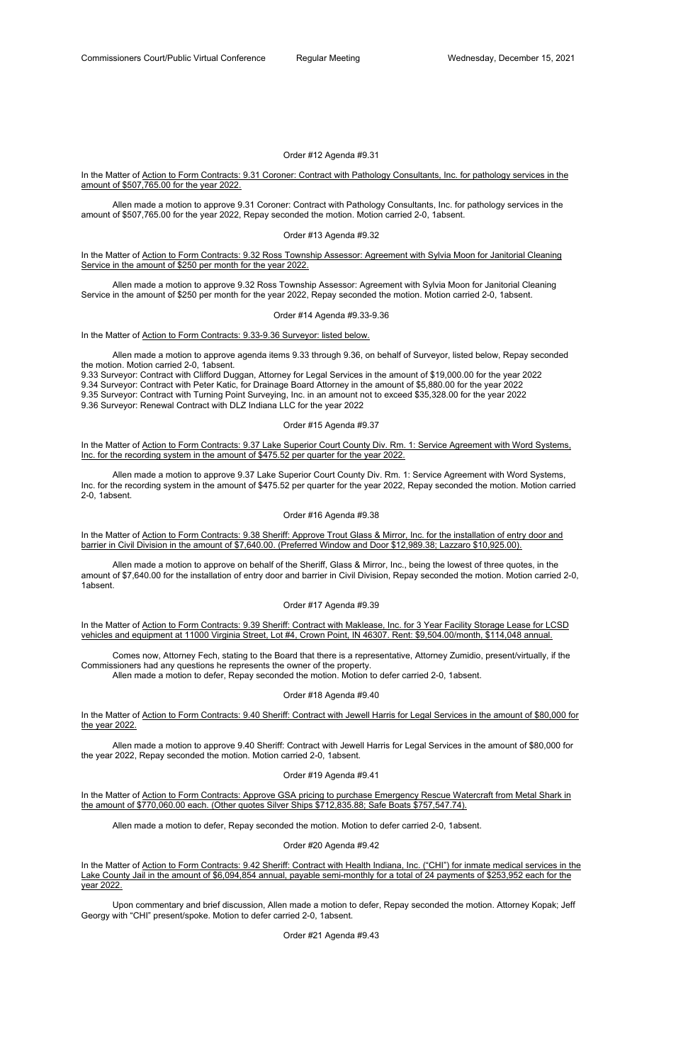Order #12 Agenda #9.31

In the Matter of Action to Form Contracts: 9.31 Coroner: Contract with Pathology Consultants, Inc. for pathology services in the amount of $507,765.00 for the year 2022.

Allen made a motion to approve 9.31 Coroner: Contract with Pathology Consultants, Inc. for pathology services in the amount of $507,765.00 for the year 2022, Repay seconded the motion. Motion carried 2-0, 1absent.

Order #13 Agenda #9.32

In the Matter of Action to Form Contracts: 9.32 Ross Township Assessor: Agreement with Sylvia Moon for Janitorial Cleaning Service in the amount of $250 per month for the year 2022.

Allen made a motion to approve 9.32 Ross Township Assessor: Agreement with Sylvia Moon for Janitorial Cleaning Service in the amount of $250 per month for the year 2022, Repay seconded the motion. Motion carried 2-0, 1absent.

Order #14 Agenda #9.33-9.36

In the Matter of Action to Form Contracts: 9.33-9.36 Surveyor: listed below.

Allen made a motion to approve agenda items 9.33 through 9.36, on behalf of Surveyor, listed below, Repay seconded the motion. Motion carried 2-0, 1absent.

9.33 Surveyor: Contract with Clifford Duggan, Attorney for Legal Services in the amount of $19,000.00 for the year 2022
9.34 Surveyor: Contract with Peter Katic, for Drainage Board Attorney in the amount of $5,880.00 for the year 2022
9.35 Surveyor: Contract with Turning Point Surveying, Inc. in an amount not to exceed $35,328.00 for the year 2022
9.36 Surveyor: Renewal Contract with DLZ Indiana LLC for the year 2022

Order #15 Agenda #9.37

In the Matter of Action to Form Contracts: 9.37 Lake Superior Court County Div. Rm. 1: Service Agreement with Word Systems, Inc. for the recording system in the amount of $475.52 per quarter for the year 2022.

Allen made a motion to approve 9.37 Lake Superior Court County Div. Rm. 1: Service Agreement with Word Systems, Inc. for the recording system in the amount of $475.52 per quarter for the year 2022, Repay seconded the motion. Motion carried 2-0, 1absent.

Order #16 Agenda #9.38

In the Matter of Action to Form Contracts: 9.38 Sheriff: Approve Trout Glass & Mirror, Inc. for the installation of entry door and barrier in Civil Division in the amount of $7,640.00. (Preferred Window and Door $12,989.38; Lazzaro $10,925.00).

Allen made a motion to approve on behalf of the Sheriff, Glass & Mirror, Inc., being the lowest of three quotes, in the amount of $7,640.00 for the installation of entry door and barrier in Civil Division, Repay seconded the motion. Motion carried 2-0, 1absent.

Order #17 Agenda #9.39

In the Matter of Action to Form Contracts: 9.39 Sheriff: Contract with Maklease, Inc. for 3 Year Facility Storage Lease for LCSD vehicles and equipment at 11000 Virginia Street, Lot #4, Crown Point, IN 46307. Rent: $9,504.00/month, $114,048 annual.

Comes now, Attorney Fech, stating to the Board that there is a representative, Attorney Zumidio, present/virtually, if the Commissioners had any questions he represents the owner of the property.

Allen made a motion to defer, Repay seconded the motion. Motion to defer carried 2-0, 1absent.

Order #18 Agenda #9.40

In the Matter of Action to Form Contracts: 9.40 Sheriff: Contract with Jewell Harris for Legal Services in the amount of $80,000 for the year 2022.

Allen made a motion to approve 9.40 Sheriff: Contract with Jewell Harris for Legal Services in the amount of $80,000 for the year 2022, Repay seconded the motion. Motion carried 2-0, 1absent.

Order #19 Agenda #9.41

In the Matter of Action to Form Contracts: Approve GSA pricing to purchase Emergency Rescue Watercraft from Metal Shark in the amount of $770,060.00 each. (Other quotes Silver Ships $712,835.88; Safe Boats $757,547.74).

Allen made a motion to defer, Repay seconded the motion. Motion to defer carried 2-0, 1absent.

Order #20 Agenda #9.42

In the Matter of Action to Form Contracts: 9.42 Sheriff: Contract with Health Indiana, Inc. ("CHI") for inmate medical services in the Lake County Jail in the amount of $6,094,854 annual, payable semi-monthly for a total of 24 payments of $253,952 each for the year 2022.

Upon commentary and brief discussion, Allen made a motion to defer, Repay seconded the motion. Attorney Kopak; Jeff Georgy with "CHI" present/spoke. Motion to defer carried 2-0, 1absent.

Order #21 Agenda #9.43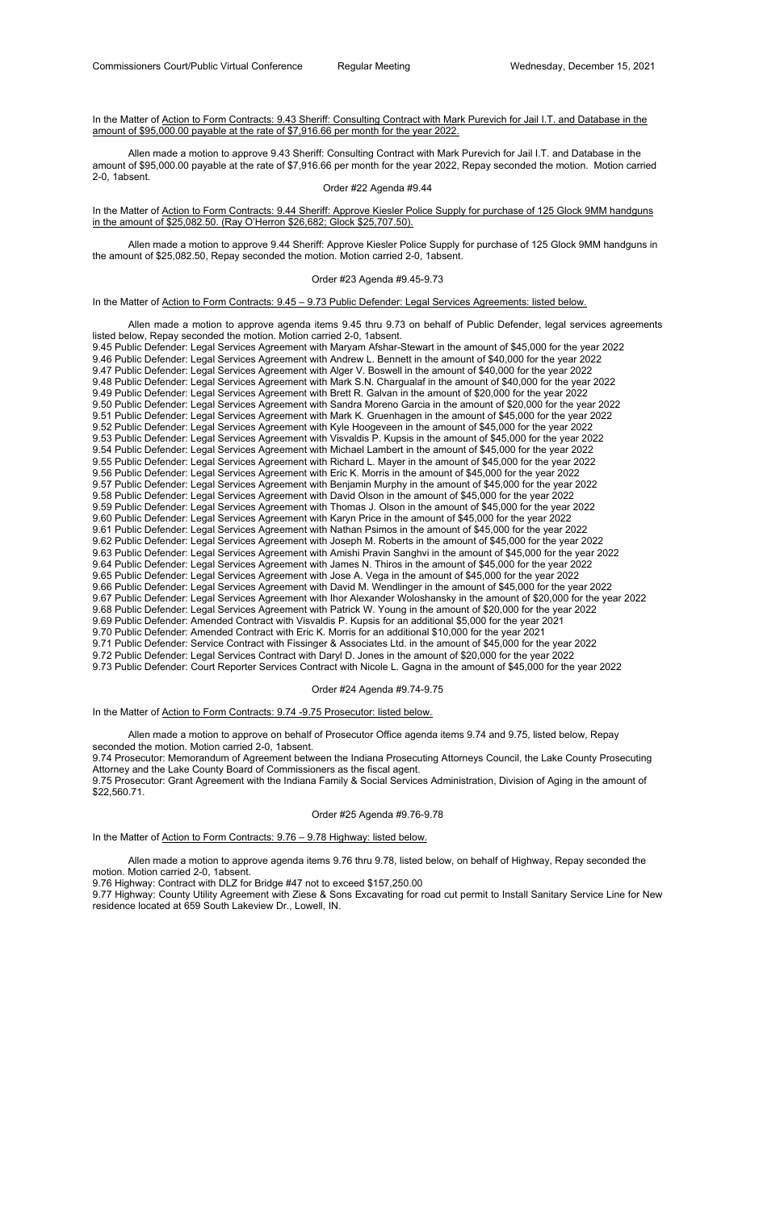In the Matter of Action to Form Contracts: 9.43 Sheriff: Consulting Contract with Mark Purevich for Jail I.T. and Database in the amount of $95,000.00 payable at the rate of $7,916.66 per month for the year 2022.

Allen made a motion to approve 9.43 Sheriff: Consulting Contract with Mark Purevich for Jail I.T. and Database in the amount of $95,000.00 payable at the rate of $7,916.66 per month for the year 2022, Repay seconded the motion. Motion carried 2-0, 1absent.

Order #22 Agenda #9.44

In the Matter of Action to Form Contracts: 9.44 Sheriff: Approve Kiesler Police Supply for purchase of 125 Glock 9MM handguns in the amount of $25,082.50. (Ray O'Herron $26,682; Glock $25,707.50).

Allen made a motion to approve 9.44 Sheriff: Approve Kiesler Police Supply for purchase of 125 Glock 9MM handguns in the amount of $25,082.50, Repay seconded the motion. Motion carried 2-0, 1absent.

Order #23 Agenda #9.45-9.73

In the Matter of Action to Form Contracts: 9.45 – 9.73 Public Defender: Legal Services Agreements: listed below.

Allen made a motion to approve agenda items 9.45 thru 9.73 on behalf of Public Defender, legal services agreements listed below, Repay seconded the motion. Motion carried 2-0, 1absent.
9.45 Public Defender: Legal Services Agreement with Maryam Afshar-Stewart in the amount of $45,000 for the year 2022
9.46 Public Defender: Legal Services Agreement with Andrew L. Bennett in the amount of $40,000 for the year 2022
9.47 Public Defender: Legal Services Agreement with Alger V. Boswell in the amount of $40,000 for the year 2022
9.48 Public Defender: Legal Services Agreement with Mark S.N. Chargualaf in the amount of $40,000 for the year 2022
9.49 Public Defender: Legal Services Agreement with Brett R. Galvan in the amount of $20,000 for the year 2022
9.50 Public Defender: Legal Services Agreement with Sandra Moreno Garcia in the amount of $20,000 for the year 2022
9.51 Public Defender: Legal Services Agreement with Mark K. Gruenhagen in the amount of $45,000 for the year 2022
9.52 Public Defender: Legal Services Agreement with Kyle Hoogeveen in the amount of $45,000 for the year 2022
9.53 Public Defender: Legal Services Agreement with Visvaldis P. Kupsis in the amount of $45,000 for the year 2022
9.54 Public Defender: Legal Services Agreement with Michael Lambert in the amount of $45,000 for the year 2022
9.55 Public Defender: Legal Services Agreement with Richard L. Mayer in the amount of $45,000 for the year 2022
9.56 Public Defender: Legal Services Agreement with Eric K. Morris in the amount of $45,000 for the year 2022
9.57 Public Defender: Legal Services Agreement with Benjamin Murphy in the amount of $45,000 for the year 2022
9.58 Public Defender: Legal Services Agreement with David Olson in the amount of $45,000 for the year 2022
9.59 Public Defender: Legal Services Agreement with Thomas J. Olson in the amount of $45,000 for the year 2022
9.60 Public Defender: Legal Services Agreement with Karyn Price in the amount of $45,000 for the year 2022
9.61 Public Defender: Legal Services Agreement with Nathan Psimos in the amount of $45,000 for the year 2022
9.62 Public Defender: Legal Services Agreement with Joseph M. Roberts in the amount of $45,000 for the year 2022
9.63 Public Defender: Legal Services Agreement with Amishi Pravin Sanghvi in the amount of $45,000 for the year 2022
9.64 Public Defender: Legal Services Agreement with James N. Thiros in the amount of $45,000 for the year 2022
9.65 Public Defender: Legal Services Agreement with Jose A. Vega in the amount of $45,000 for the year 2022
9.66 Public Defender: Legal Services Agreement with David M. Wendlinger in the amount of $45,000 for the year 2022
9.67 Public Defender: Legal Services Agreement with Ihor Alexander Woloshansky in the amount of $20,000 for the year 2022
9.68 Public Defender: Legal Services Agreement with Patrick W. Young in the amount of $20,000 for the year 2022
9.69 Public Defender: Amended Contract with Visvaldis P. Kupsis for an additional $5,000 for the year 2021
9.70 Public Defender: Amended Contract with Eric K. Morris for an additional $10,000 for the year 2021
9.71 Public Defender: Service Contract with Fissinger & Associates Ltd. in the amount of $45,000 for the year 2022
9.72 Public Defender: Legal Services Contract with Daryl D. Jones in the amount of $20,000 for the year 2022
9.73 Public Defender: Court Reporter Services Contract with Nicole L. Gagna in the amount of $45,000 for the year 2022

Order #24 Agenda #9.74-9.75

In the Matter of Action to Form Contracts: 9.74 -9.75 Prosecutor: listed below.

Allen made a motion to approve on behalf of Prosecutor Office agenda items 9.74 and 9.75, listed below, Repay seconded the motion. Motion carried 2-0, 1absent.
9.74 Prosecutor: Memorandum of Agreement between the Indiana Prosecuting Attorneys Council, the Lake County Prosecuting Attorney and the Lake County Board of Commissioners as the fiscal agent.
9.75 Prosecutor: Grant Agreement with the Indiana Family & Social Services Administration, Division of Aging in the amount of $22,560.71.

Order #25 Agenda #9.76-9.78

In the Matter of Action to Form Contracts: 9.76 – 9.78 Highway: listed below.

Allen made a motion to approve agenda items 9.76 thru 9.78, listed below, on behalf of Highway, Repay seconded the motion. Motion carried 2-0, 1absent.
9.76 Highway: Contract with DLZ for Bridge #47 not to exceed $157,250.00
9.77 Highway: County Utility Agreement with Ziese & Sons Excavating for road cut permit to Install Sanitary Service Line for New residence located at 659 South Lakeview Dr., Lowell, IN.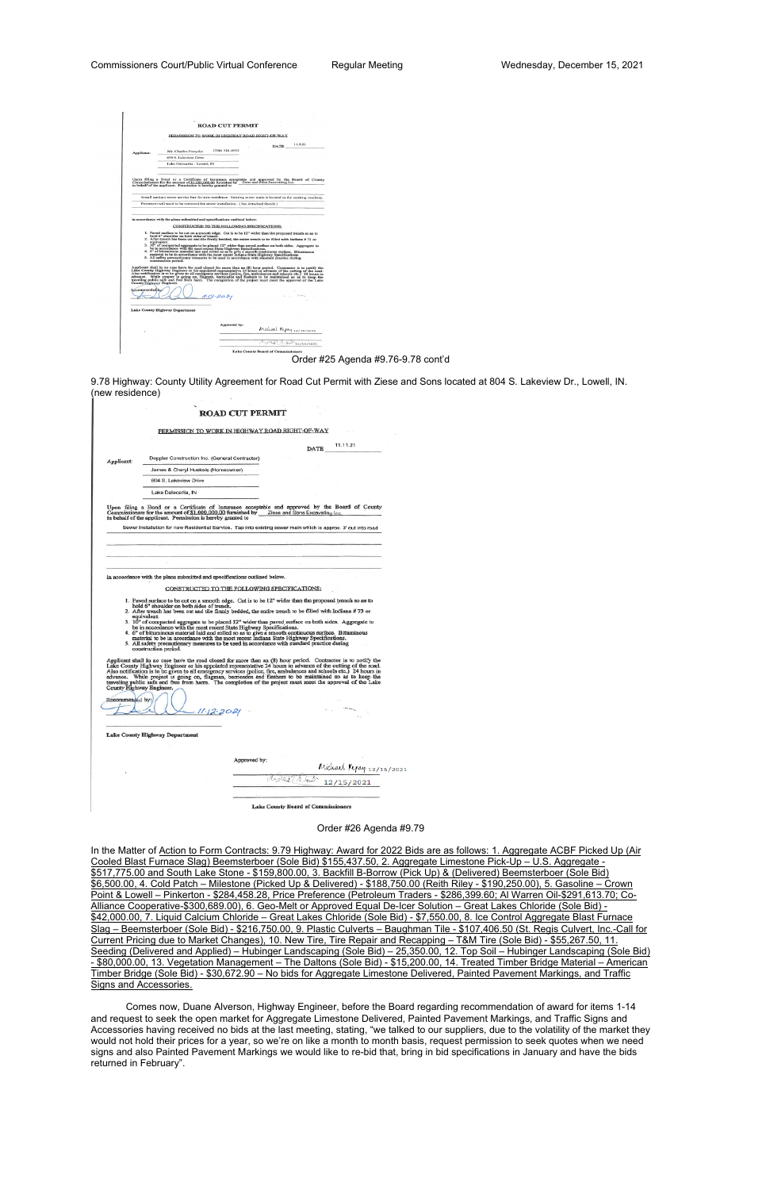**ROAD CUT PERMIT**

PERMISSION TO WORK IN HIGHWAY ROAD RIGHT-OF-WAY

DATE 11.9.21

Applicant: Mr. Charles Forsythe (708) 334-4052
499 S. Lakeview Drive
Lake Dalecarlia, Lowell, IN

Upon filing a Bond or a Certificate of Insurance acceptable and approved by the Board of County Commissioners for the amount of $1,000,000.00 furnished by Ziese and Sons Excavating Inc. in behalf of the applicant. Permission is hereby granted to

Install sanitary sewer service line for new residence. Existing sewer main is located in the existing roadway. Pavement will need to be removed for sewer installation. (See Attached Sketch)

In accordance with the plans submitted and specifications outlined below.

CONSTRUCTED TO THE FOLLOWING SPECIFICATIONS:

1. Paved surface to be cut on a smooth edge. Cut is to be 12" wider than the proposed trench so as to hold 6" shoulder on both sides of trench.
2. After trench has been cut and tile finely bedded, the entire trench to be filled with Indiana # 73 or equivalent.
3. 10" of compacted aggregate to be placed 12" wider than paved surface on both sides. Aggregate to be in accordance with the most recent State Highway Specifications.
4. 6" of bituminous material laid and rolled so as to give a smooth continuous surface. Bituminous material to be in accordance with the most recent Indiana State Highway Specifications.
5. All safety precautionary measures to be used in accordance with standard practice during construction period.

Applicant shall in no case have the road closed for more than an (8) hour period. Contractor is to notify the Lake County Highway Engineer or his appointed representative 24 hours in advance of the cutting of the road. Also notification is to be given to all emergency services (police, fire, ambulances and schools etc.) 24 hours in advance. While project is going on, flagman, barricades and flashers to be maintained so as to keep the traveling public safe and free from harm. The completion of the project must meet the approval of the Lake County Highway Engineer.

Recommended by: 11-12-2021

Lake County Highway Department

Approved by: Michael Repay 12/15/2021
12/15/2021

Lake County Board of Commissioners

Order #25 Agenda #9.76-9.78 cont'd

9.78 Highway: County Utility Agreement for Road Cut Permit with Ziese and Sons located at 804 S. Lakeview Dr., Lowell, IN. (new residence)

**ROAD CUT PERMIT**

PERMISSION TO WORK IN HIGHWAY ROAD RIGHT-OF-WAY

DATE 11.11.21

Applicant: Doppler Construction Inc. (General Contractor)
James & Cheryl Huskels (Homeowner)
804 S. Lakeview Drive
Lake Dalecarlia, IN

Upon filing a Bond or a Certificate of Insurance acceptable and approved by the Board of County Commissioners for the amount of $1,000,000.00 furnished by Ziese and Sons Excavating Inc. in behalf of the applicant. Permission is hereby granted to

Sewer Installation for new Residential Service. Tap into existing sewer main which is approx. 3' cut into road

In accordance with the plans submitted and specifications outlined below.

CONSTRUCTED TO THE FOLLOWING SPECIFICATIONS:

1. Paved surface to be cut on a smooth edge. Cut is to be 12" wider than the proposed trench so as to hold 6" shoulder on both sides of trench.
2. After trench has been cut and tile finely bedded, the entire trench to be filled with Indiana # 73 or equivalent.
3. 10" of compacted aggregate to be placed 12" wider than paved surface on both sides. Aggregate to be in accordance with the most recent State Highway Specifications.
4. 6" of bituminous material laid and rolled so as to give a smooth continuous surface. Bituminous material to be in accordance with the most recent Indiana State Highway Specifications.
5. All safety precautionary measures to be used in accordance with standard practice during construction period.

Applicant shall in no case have the road closed for more than an (8) hour period. Contractor is to notify the Lake County Highway Engineer or his appointed representative 24 hours in advance of the cutting of the road. Also notification is to be given to all emergency services (police, fire, ambulances and schools etc.) 24 hours in advance. While project is going on, flagman, barricades and flashers to be maintained so as to keep the traveling public safe and free from harm. The completion of the project must meet the approval of the Lake County Highway Engineer.

Recommended by: 11-12-2021

Lake County Highway Department

Approved by: Michael Repay 12/15/2021
12/15/2021

Lake County Board of Commissioners

Order #26 Agenda #9.79

In the Matter of Action to Form Contracts: 9.79 Highway: Award for 2022 Bids are as follows: 1. Aggregate ACBF Picked Up (Air Cooled Blast Furnace Slag) Beemsterboer (Sole Bid) $155,437.50, 2. Aggregate Limestone Pick-Up – U.S. Aggregate - $517,775.00 and South Lake Stone - $159,800.00, 3. Backfill B-Borrow (Pick Up) & (Delivered) Beemsterboer (Sole Bid) $6,500.00, 4. Cold Patch – Milestone (Picked Up & Delivered) - $188,750.00 (Reith Riley - $190,250.00), 5. Gasoline – Crown Point & Lowell – Pinkerton - $284,458.28, Price Preference (Petroleum Traders - $286,399.60; Al Warren Oil-$291,613.70; Co-Alliance Cooperative-$300,689.00), 6. Geo-Melt or Approved Equal De-Icer Solution – Great Lakes Chloride (Sole Bid) - $42,000.00, 7. Liquid Calcium Chloride – Great Lakes Chloride (Sole Bid) - $7,550.00, 8. Ice Control Aggregate Blast Furnace Slag – Beemsterboer (Sole Bid) - $216,750.00, 9. Plastic Culverts – Baughman Tile - $107,406.50 (St. Regis Culvert, Inc.-Call for Current Pricing due to Market Changes), 10. New Tire, Tire Repair and Recapping – T&M Tire (Sole Bid) - $55,267.50, 11. Seeding (Delivered and Applied) – Hubinger Landscaping (Sole Bid) – 25,350.00, 12. Top Soil – Hubinger Landscaping (Sole Bid) - $80,000.00, 13. Vegetation Management – The Daltons (Sole Bid) - $15,200.00, 14. Treated Timber Bridge Material – American Timber Bridge (Sole Bid) - $30,672.90 – No bids for Aggregate Limestone Delivered, Painted Pavement Markings, and Traffic Signs and Accessories.

Comes now, Duane Alverson, Highway Engineer, before the Board regarding recommendation of award for items 1-14 and request to seek the open market for Aggregate Limestone Delivered, Painted Pavement Markings, and Traffic Signs and Accessories having received no bids at the last meeting, stating, "we talked to our suppliers, due to the volatility of the market they would not hold their prices for a year, so we're on like a month to month basis, request permission to seek quotes when we need signs and also Painted Pavement Markings we would like to re-bid that, bring in bid specifications in January and have the bids returned in February".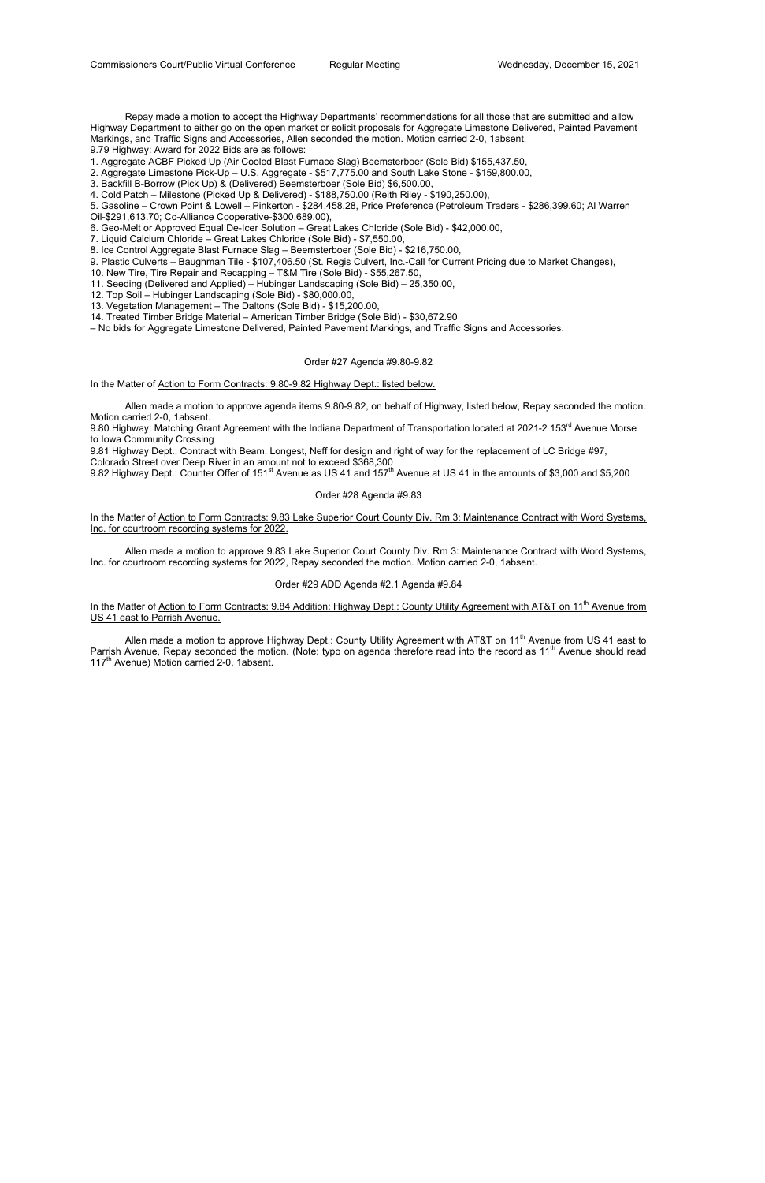Repay made a motion to accept the Highway Departments' recommendations for all those that are submitted and allow Highway Department to either go on the open market or solicit proposals for Aggregate Limestone Delivered, Painted Pavement Markings, and Traffic Signs and Accessories, Allen seconded the motion. Motion carried 2-0, 1absent.

9.79 Highway: Award for 2022 Bids are as follows:

1. Aggregate ACBF Picked Up (Air Cooled Blast Furnace Slag) Beemsterboer (Sole Bid) $155,437.50,
2. Aggregate Limestone Pick-Up – U.S. Aggregate - $517,775.00 and South Lake Stone - $159,800.00,
3. Backfill B-Borrow (Pick Up) & (Delivered) Beemsterboer (Sole Bid) $6,500.00,
4. Cold Patch – Milestone (Picked Up & Delivered) - $188,750.00 (Reith Riley - $190,250.00),
5. Gasoline – Crown Point & Lowell – Pinkerton - $284,458.28, Price Preference (Petroleum Traders - $286,399.60; Al Warren Oil-$291,613.70; Co-Alliance Cooperative-$300,689.00),
6. Geo-Melt or Approved Equal De-Icer Solution – Great Lakes Chloride (Sole Bid) - $42,000.00,
7. Liquid Calcium Chloride – Great Lakes Chloride (Sole Bid) - $7,550.00,
8. Ice Control Aggregate Blast Furnace Slag – Beemsterboer (Sole Bid) - $216,750.00,
9. Plastic Culverts – Baughman Tile - $107,406.50 (St. Regis Culvert, Inc.-Call for Current Pricing due to Market Changes),
10. New Tire, Tire Repair and Recapping – T&M Tire (Sole Bid) - $55,267.50,
11. Seeding (Delivered and Applied) – Hubinger Landscaping (Sole Bid) – 25,350.00,
12. Top Soil – Hubinger Landscaping (Sole Bid) - $80,000.00,
13. Vegetation Management – The Daltons (Sole Bid) - $15,200.00,
14. Treated Timber Bridge Material – American Timber Bridge (Sole Bid) - $30,672.90

– No bids for Aggregate Limestone Delivered, Painted Pavement Markings, and Traffic Signs and Accessories.

Order #27 Agenda #9.80-9.82

In the Matter of Action to Form Contracts: 9.80-9.82 Highway Dept.: listed below.

Allen made a motion to approve agenda items 9.80-9.82, on behalf of Highway, listed below, Repay seconded the motion. Motion carried 2-0, 1absent.

9.80 Highway: Matching Grant Agreement with the Indiana Department of Transportation located at 2021-2 153rd Avenue Morse to Iowa Community Crossing

9.81 Highway Dept.: Contract with Beam, Longest, Neff for design and right of way for the replacement of LC Bridge #97, Colorado Street over Deep River in an amount not to exceed $368,300

9.82 Highway Dept.: Counter Offer of 151st Avenue as US 41 and 157th Avenue at US 41 in the amounts of $3,000 and $5,200

Order #28 Agenda #9.83

In the Matter of Action to Form Contracts: 9.83 Lake Superior Court County Div. Rm 3: Maintenance Contract with Word Systems, Inc. for courtroom recording systems for 2022.

Allen made a motion to approve 9.83 Lake Superior Court County Div. Rm 3: Maintenance Contract with Word Systems, Inc. for courtroom recording systems for 2022, Repay seconded the motion. Motion carried 2-0, 1absent.

Order #29 ADD Agenda #2.1 Agenda #9.84

In the Matter of Action to Form Contracts: 9.84 Addition: Highway Dept.: County Utility Agreement with AT&T on 11th Avenue from US 41 east to Parrish Avenue.

Allen made a motion to approve Highway Dept.: County Utility Agreement with AT&T on 11th Avenue from US 41 east to Parrish Avenue, Repay seconded the motion. (Note: typo on agenda therefore read into the record as 11th Avenue should read 117th Avenue) Motion carried 2-0, 1absent.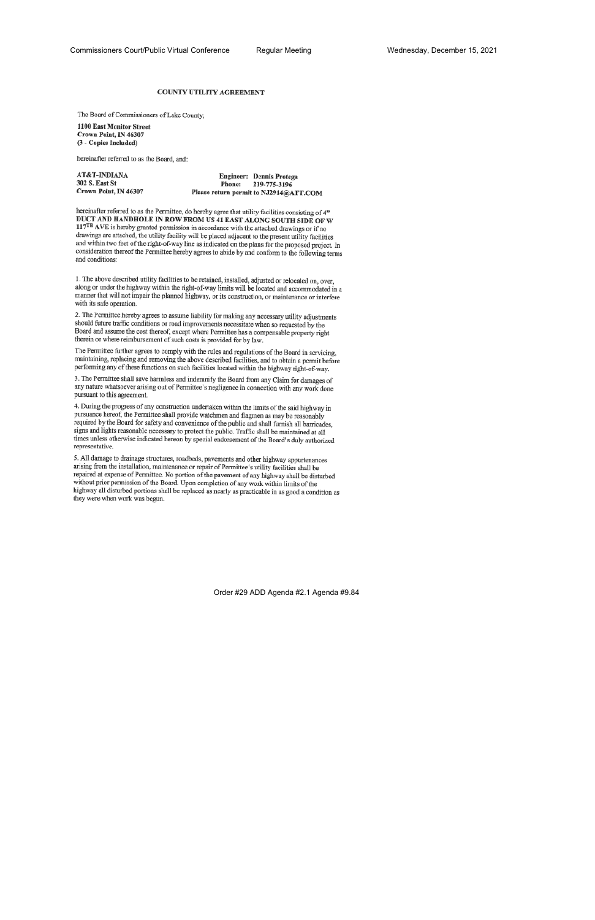## COUNTY UTILITY AGREEMENT

The Board of Commissioners of Lake County,

**1100 East Monitor Street**
**Crown Point, IN 46307**
**(3 - Copies Included)**

hereinafter referred to as the Board, and:

**AT&T-INDIANA**
**302 S. East St**
**Crown Point, IN 46307**

**Engineer: Dennis Protega**
**Phone: 219-775-3196**
**Please return permit to NJ2914@ATT.COM**

hereinafter referred to as the Permittee, do hereby agree that utility facilities consisting of **4" DUCT AND HANDHOLE IN ROW FROM US 41 EAST ALONG SOUTH SIDE OF W 117TH AVE** is hereby granted permission in accordance with the attached drawings or if no drawings are attached, the utility facility will be placed adjacent to the present utility facilities and within two feet of the right-of-way line as indicated on the plans for the proposed project. In consideration thereof the Permittee hereby agrees to abide by and conform to the following terms and conditions:

1. The above described utility facilities to be retained, installed, adjusted or relocated on, over, along or under the highway within the right-of-way limits will be located and accommodated in a manner that will not impair the planned highway, or its construction, or maintenance or interfere with its safe operation.

2. The Permittee hereby agrees to assume liability for making any necessary utility adjustments should future traffic conditions or road improvements necessitate when so requested by the Board and assume the cost thereof, except where Permittee has a compensable property right therein or where reimbursement of such costs is provided for by law.

The Permittee further agrees to comply with the rules and regulations of the Board in servicing, maintaining, replacing and removing the above described facilities, and to obtain a permit before performing any of these functions on such facilities located within the highway right-of-way.

3. The Permittee shall save harmless and indemnify the Board from any Claim for damages of any nature whatsoever arising out of Permittee's negligence in connection with any work done pursuant to this agreement.

4. During the progress of any construction undertaken within the limits of the said highway in pursuance hereof, the Permittee shall provide watchmen and flagmen as may be reasonably required by the Board for safety and convenience of the public and shall furnish all barricades, signs and lights reasonable necessary to protect the public. Traffic shall be maintained at all times unless otherwise indicated hereon by special endorsement of the Board's duly authorized representative.

5. All damage to drainage structures, roadbeds, pavements and other highway appurtenances arising from the installation, maintenance or repair of Permittee's utility facilities shall be repaired at expense of Permittee. No portion of the pavement of any highway shall be disturbed without prior permission of the Board. Upon completion of any work within limits of the highway all disturbed portions shall be replaced as nearly as practicable in as good a condition as they were when work was begun.

Order #29 ADD Agenda #2.1 Agenda #9.84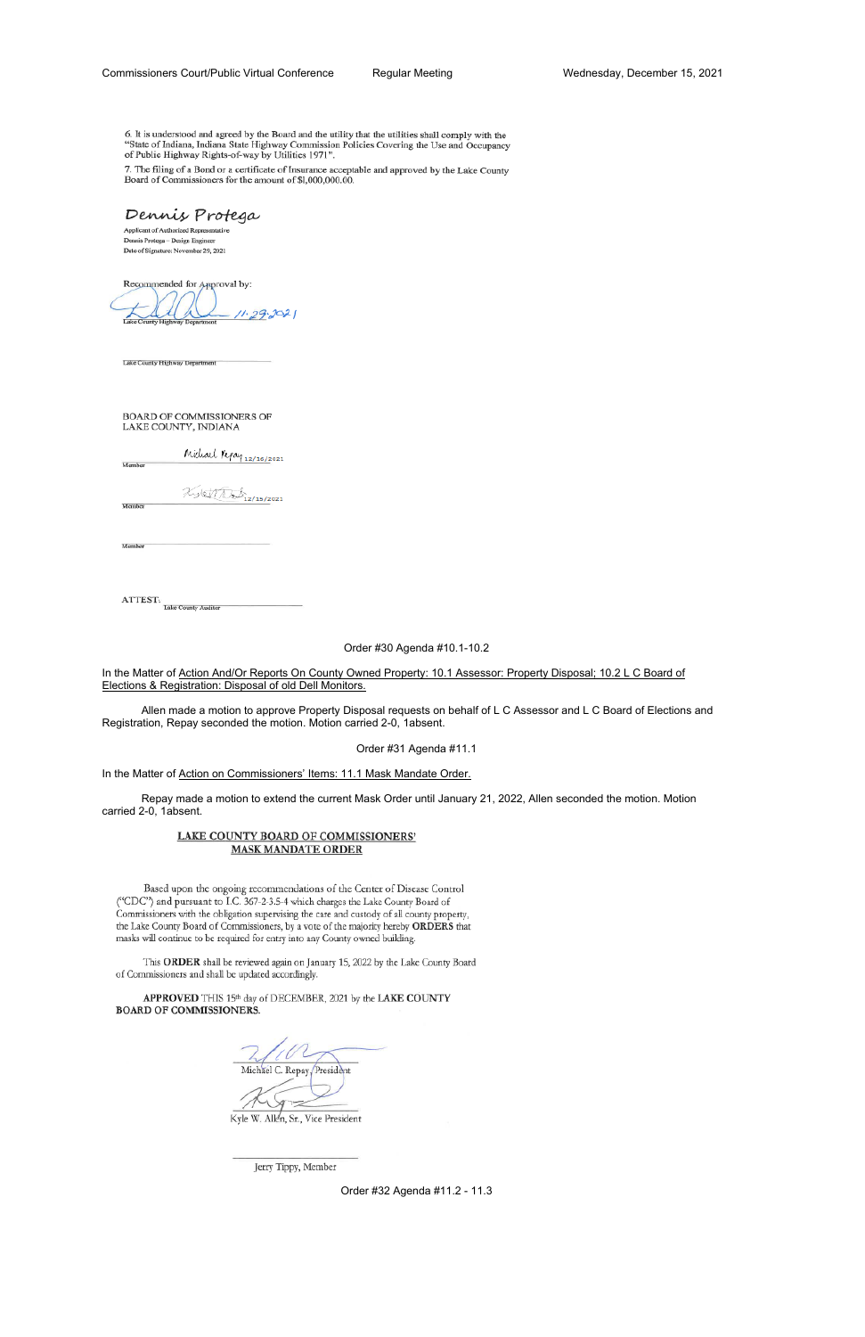6. It is understood and agreed by the Board and the utility that the utilities shall comply with the "State of Indiana, Indiana State Highway Commission Policies Covering the Use and Occupancy of Public Highway Rights-of-way by Utilities 1971".

7. The filing of a Bond or a certificate of Insurance acceptable and approved by the Lake County Board of Commissioners for the amount of $1,000,000.00.

Dennis Protega

Applicant of Authorized Representative
Dennis Protega – Design Engineer
Date of Signature: November 29, 2021

Recommended for Approval by:

11-29-2021
Lake County Highway Department

Lake County Highway Department

BOARD OF COMMISSIONERS OF
LAKE COUNTY, INDIANA

Member Michael Repay 12/16/2021

Member 12/15/2021

Member

ATTEST:
Lake County Auditor

Order #30 Agenda #10.1-10.2

In the Matter of Action And/Or Reports On County Owned Property: 10.1 Assessor: Property Disposal; 10.2 L C Board of Elections & Registration: Disposal of old Dell Monitors.

Allen made a motion to approve Property Disposal requests on behalf of L C Assessor and L C Board of Elections and Registration, Repay seconded the motion. Motion carried 2-0, 1absent.

Order #31 Agenda #11.1

In the Matter of Action on Commissioners' Items: 11.1 Mask Mandate Order.

Repay made a motion to extend the current Mask Order until January 21, 2022, Allen seconded the motion. Motion carried 2-0, 1absent.

**LAKE COUNTY BOARD OF COMMISSIONERS' MASK MANDATE ORDER**

Based upon the ongoing recommendations of the Center of Disease Control ("CDC") and pursuant to I.C. 367-2-3.5-4 which charges the Lake County Board of Commissioners with the obligation supervising the care and custody of all county property, the Lake County Board of Commissioners, by a vote of the majority hereby **ORDERS** that masks will continue to be required for entry into any County owned building.

This **ORDER** shall be reviewed again on January 15, 2022 by the Lake County Board of Commissioners and shall be updated accordingly.

**APPROVED** THIS 15th day of DECEMBER, 2021 by the **LAKE COUNTY BOARD OF COMMISSIONERS.**

Michael C. Repay, President

Kyle W. Allen, Sr., Vice President

Jerry Tippy, Member

Order #32 Agenda #11.2 - 11.3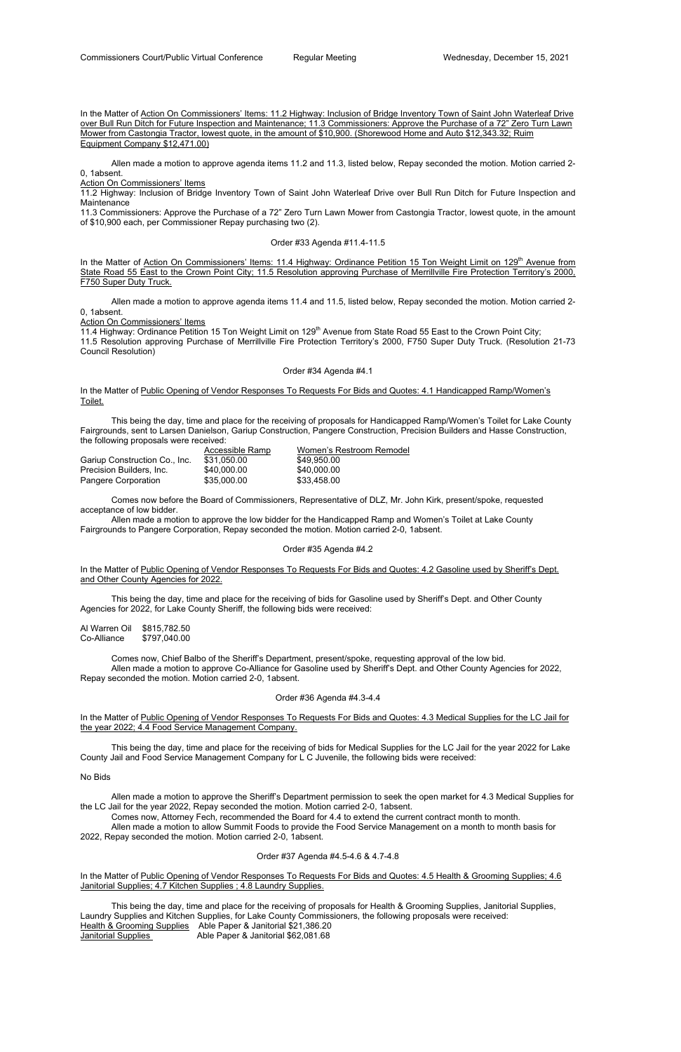In the Matter of Action On Commissioners' Items: 11.2 Highway: Inclusion of Bridge Inventory Town of Saint John Waterleaf Drive over Bull Run Ditch for Future Inspection and Maintenance; 11.3 Commissioners: Approve the Purchase of a 72" Zero Turn Lawn Mower from Castongia Tractor, lowest quote, in the amount of $10,900. (Shorewood Home and Auto $12,343.32; Ruim Equipment Company $12,471.00)

Allen made a motion to approve agenda items 11.2 and 11.3, listed below, Repay seconded the motion. Motion carried 2-0, 1absent.

Action On Commissioners' Items

11.2 Highway: Inclusion of Bridge Inventory Town of Saint John Waterleaf Drive over Bull Run Ditch for Future Inspection and Maintenance

11.3 Commissioners: Approve the Purchase of a 72" Zero Turn Lawn Mower from Castongia Tractor, lowest quote, in the amount of $10,900 each, per Commissioner Repay purchasing two (2).

Order #33 Agenda #11.4-11.5

In the Matter of Action On Commissioners' Items: 11.4 Highway: Ordinance Petition 15 Ton Weight Limit on 129th Avenue from State Road 55 East to the Crown Point City; 11.5 Resolution approving Purchase of Merrillville Fire Protection Territory's 2000, F750 Super Duty Truck.

Allen made a motion to approve agenda items 11.4 and 11.5, listed below, Repay seconded the motion. Motion carried 2-0, 1absent.

Action On Commissioners' Items

11.4 Highway: Ordinance Petition 15 Ton Weight Limit on 129th Avenue from State Road 55 East to the Crown Point City;

11.5 Resolution approving Purchase of Merrillville Fire Protection Territory's 2000, F750 Super Duty Truck. (Resolution 21-73 Council Resolution)

Order #34 Agenda #4.1

In the Matter of Public Opening of Vendor Responses To Requests For Bids and Quotes: 4.1 Handicapped Ramp/Women's Toilet.

This being the day, time and place for the receiving of proposals for Handicapped Ramp/Women's Toilet for Lake County Fairgrounds, sent to Larsen Danielson, Gariup Construction, Pangere Construction, Precision Builders and Hasse Construction, the following proposals were received:

| | Accessible Ramp | Women's Restroom Remodel |
|---|---|---|
| Gariup Construction Co., Inc. | $31,050.00 | $49,950.00 |
| Precision Builders, Inc. | $40,000.00 | $40,000.00 |
| Pangere Corporation | $35,000.00 | $33,458.00 |

Comes now before the Board of Commissioners, Representative of DLZ, Mr. John Kirk, present/spoke, requested acceptance of low bidder.

Allen made a motion to approve the low bidder for the Handicapped Ramp and Women's Toilet at Lake County Fairgrounds to Pangere Corporation, Repay seconded the motion. Motion carried 2-0, 1absent.

Order #35 Agenda #4.2

In the Matter of Public Opening of Vendor Responses To Requests For Bids and Quotes: 4.2 Gasoline used by Sheriff's Dept. and Other County Agencies for 2022.

This being the day, time and place for the receiving of bids for Gasoline used by Sheriff's Dept. and Other County Agencies for 2022, for Lake County Sheriff, the following bids were received:

| | |
|---|---|
| Al Warren Oil | $815,782.50 |
| Co-Alliance | $797,040.00 |

Comes now, Chief Balbo of the Sheriff's Department, present/spoke, requesting approval of the low bid.

Allen made a motion to approve Co-Alliance for Gasoline used by Sheriff's Dept. and Other County Agencies for 2022, Repay seconded the motion. Motion carried 2-0, 1absent.

Order #36 Agenda #4.3-4.4

In the Matter of Public Opening of Vendor Responses To Requests For Bids and Quotes: 4.3 Medical Supplies for the LC Jail for the year 2022; 4.4 Food Service Management Company.

This being the day, time and place for the receiving of bids for Medical Supplies for the LC Jail for the year 2022 for Lake County Jail and Food Service Management Company for L C Juvenile, the following bids were received:

No Bids

Allen made a motion to approve the Sheriff's Department permission to seek the open market for 4.3 Medical Supplies for the LC Jail for the year 2022, Repay seconded the motion. Motion carried 2-0, 1absent.

Comes now, Attorney Fech, recommended the Board for 4.4 to extend the current contract month to month.

Allen made a motion to allow Summit Foods to provide the Food Service Management on a month to month basis for 2022, Repay seconded the motion. Motion carried 2-0, 1absent.

Order #37 Agenda #4.5-4.6 & 4.7-4.8

In the Matter of Public Opening of Vendor Responses To Requests For Bids and Quotes: 4.5 Health & Grooming Supplies; 4.6 Janitorial Supplies; 4.7 Kitchen Supplies ; 4.8 Laundry Supplies.

This being the day, time and place for the receiving of proposals for Health & Grooming Supplies, Janitorial Supplies, Laundry Supplies and Kitchen Supplies, for Lake County Commissioners, the following proposals were received:

| | |
|---|---|
| Health & Grooming Supplies | Able Paper & Janitorial $21,386.20 |
| Janitorial Supplies | Able Paper & Janitorial $62,081.68 |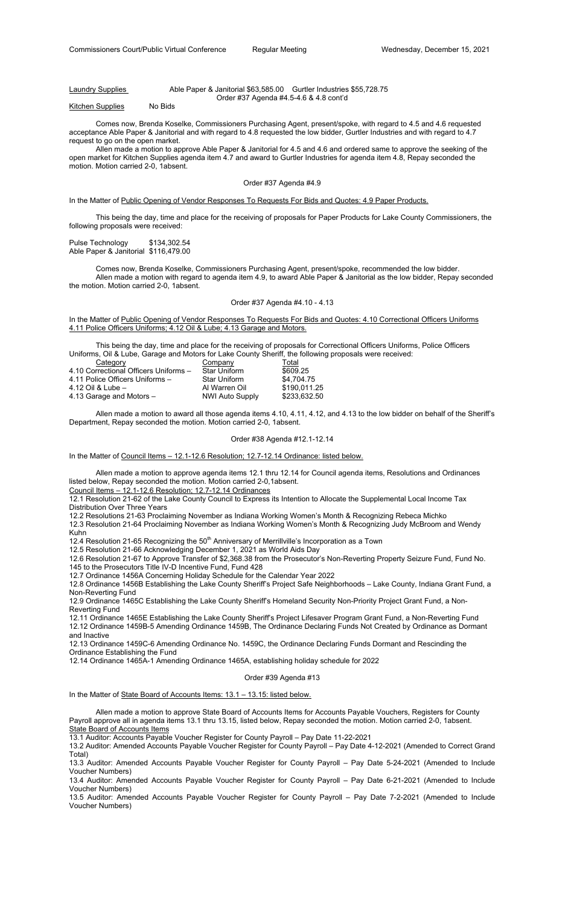Laundry Supplies Able Paper & Janitorial $63,585.00 Gurtler Industries $55,728.75

Order #37 Agenda #4.5-4.6 & 4.8 cont'd

Kitchen Supplies No Bids

Comes now, Brenda Koselke, Commissioners Purchasing Agent, present/spoke, with regard to 4.5 and 4.6 requested acceptance Able Paper & Janitorial and with regard to 4.8 requested the low bidder, Gurtler Industries and with regard to 4.7 request to go on the open market.

Allen made a motion to approve Able Paper & Janitorial for 4.5 and 4.6 and ordered same to approve the seeking of the open market for Kitchen Supplies agenda item 4.7 and award to Gurtler Industries for agenda item 4.8, Repay seconded the motion. Motion carried 2-0, 1absent.

Order #37 Agenda #4.9

In the Matter of Public Opening of Vendor Responses To Requests For Bids and Quotes: 4.9 Paper Products.

This being the day, time and place for the receiving of proposals for Paper Products for Lake County Commissioners, the following proposals were received:

Pulse Technology $134,302.54
Able Paper & Janitorial $116,479.00

Comes now, Brenda Koselke, Commissioners Purchasing Agent, present/spoke, recommended the low bidder.

Allen made a motion with regard to agenda item 4.9, to award Able Paper & Janitorial as the low bidder, Repay seconded the motion. Motion carried 2-0, 1absent.

Order #37 Agenda #4.10 - 4.13

In the Matter of Public Opening of Vendor Responses To Requests For Bids and Quotes: 4.10 Correctional Officers Uniforms 4.11 Police Officers Uniforms; 4.12 Oil & Lube; 4.13 Garage and Motors.

This being the day, time and place for the receiving of proposals for Correctional Officers Uniforms, Police Officers Uniforms, Oil & Lube, Garage and Motors for Lake County Sheriff, the following proposals were received:

| Category | Company | Total |
|---|---|---|
| 4.10 Correctional Officers Uniforms – | Star Uniform | $609.25 |
| 4.11 Police Officers Uniforms – | Star Uniform | $4,704.75 |
| 4.12 Oil & Lube – | Al Warren Oil | $190,011.25 |
| 4.13 Garage and Motors – | NWI Auto Supply | $233,632.50 |

Allen made a motion to award all those agenda items 4.10, 4.11, 4.12, and 4.13 to the low bidder on behalf of the Sheriff's Department, Repay seconded the motion. Motion carried 2-0, 1absent.

Order #38 Agenda #12.1-12.14

In the Matter of Council Items – 12.1-12.6 Resolution; 12.7-12.14 Ordinance: listed below.

Allen made a motion to approve agenda items 12.1 thru 12.14 for Council agenda items, Resolutions and Ordinances listed below, Repay seconded the motion. Motion carried 2-0,1absent.

Council Items – 12.1-12.6 Resolution; 12.7-12.14 Ordinances

12.1 Resolution 21-62 of the Lake County Council to Express its Intention to Allocate the Supplemental Local Income Tax Distribution Over Three Years

12.2 Resolutions 21-63 Proclaiming November as Indiana Working Women's Month & Recognizing Rebeca Michko

12.3 Resolution 21-64 Proclaiming November as Indiana Working Women's Month & Recognizing Judy McBroom and Wendy Kuhn

12.4 Resolution 21-65 Recognizing the 50th Anniversary of Merrillville's Incorporation as a Town

12.5 Resolution 21-66 Acknowledging December 1, 2021 as World Aids Day

12.6 Resolution 21-67 to Approve Transfer of $2,368.38 from the Prosecutor's Non-Reverting Property Seizure Fund, Fund No. 145 to the Prosecutors Title IV-D Incentive Fund, Fund 428

12.7 Ordinance 1456A Concerning Holiday Schedule for the Calendar Year 2022

12.8 Ordinance 1456B Establishing the Lake County Sheriff's Project Safe Neighborhoods – Lake County, Indiana Grant Fund, a Non-Reverting Fund

12.9 Ordinance 1465C Establishing the Lake County Sheriff's Homeland Security Non-Priority Project Grant Fund, a Non-Reverting Fund

12.11 Ordinance 1465E Establishing the Lake County Sheriff's Project Lifesaver Program Grant Fund, a Non-Reverting Fund

12.12 Ordinance 1459B-5 Amending Ordinance 1459B, The Ordinance Declaring Funds Not Created by Ordinance as Dormant and Inactive

12.13 Ordinance 1459C-6 Amending Ordinance No. 1459C, the Ordinance Declaring Funds Dormant and Rescinding the Ordinance Establishing the Fund

12.14 Ordinance 1465A-1 Amending Ordinance 1465A, establishing holiday schedule for 2022

Order #39 Agenda #13

In the Matter of State Board of Accounts Items: 13.1 – 13.15: listed below.

Allen made a motion to approve State Board of Accounts Items for Accounts Payable Vouchers, Registers for County Payroll approve all in agenda items 13.1 thru 13.15, listed below, Repay seconded the motion. Motion carried 2-0, 1absent.

State Board of Accounts Items

13.1 Auditor: Accounts Payable Voucher Register for County Payroll – Pay Date 11-22-2021

13.2 Auditor: Amended Accounts Payable Voucher Register for County Payroll – Pay Date 4-12-2021 (Amended to Correct Grand Total)

13.3 Auditor: Amended Accounts Payable Voucher Register for County Payroll – Pay Date 5-24-2021 (Amended to Include Voucher Numbers)

13.4 Auditor: Amended Accounts Payable Voucher Register for County Payroll – Pay Date 6-21-2021 (Amended to Include Voucher Numbers)

13.5 Auditor: Amended Accounts Payable Voucher Register for County Payroll – Pay Date 7-2-2021 (Amended to Include Voucher Numbers)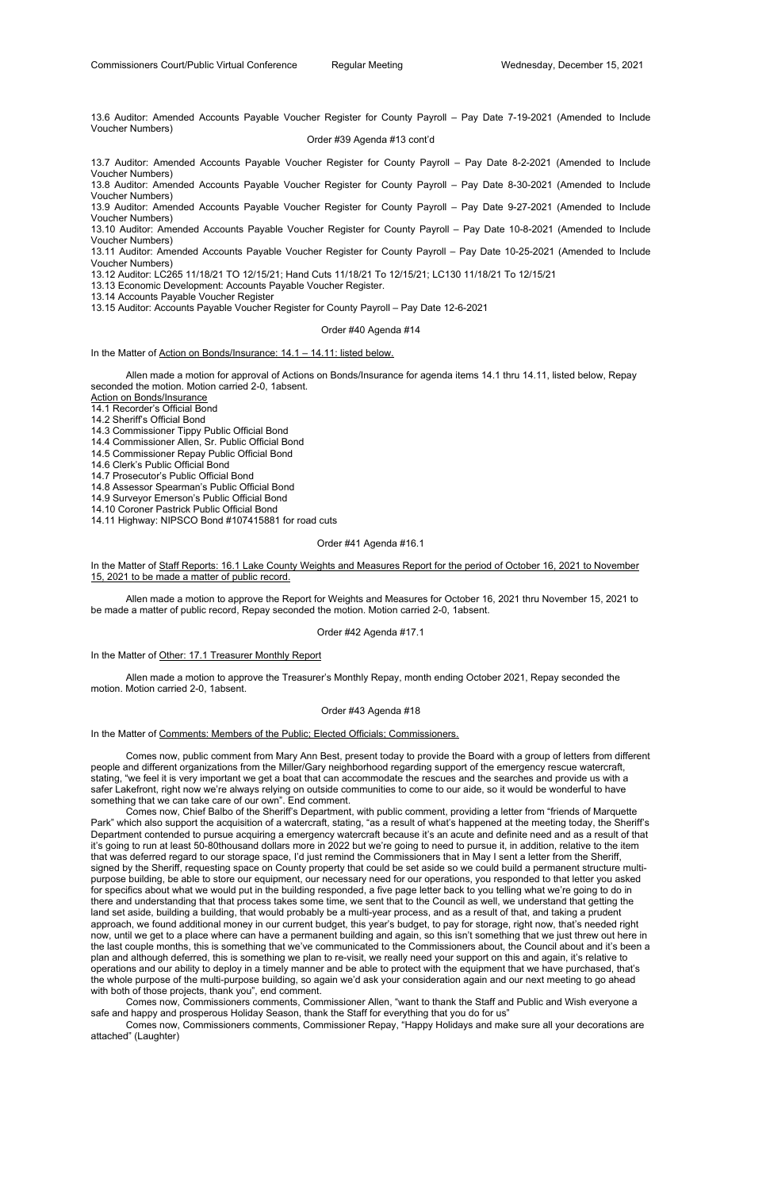13.6 Auditor: Amended Accounts Payable Voucher Register for County Payroll – Pay Date 7-19-2021 (Amended to Include Voucher Numbers)

Order #39 Agenda #13 cont'd

13.7 Auditor: Amended Accounts Payable Voucher Register for County Payroll – Pay Date 8-2-2021 (Amended to Include Voucher Numbers)
13.8 Auditor: Amended Accounts Payable Voucher Register for County Payroll – Pay Date 8-30-2021 (Amended to Include Voucher Numbers)
13.9 Auditor: Amended Accounts Payable Voucher Register for County Payroll – Pay Date 9-27-2021 (Amended to Include Voucher Numbers)
13.10 Auditor: Amended Accounts Payable Voucher Register for County Payroll – Pay Date 10-8-2021 (Amended to Include Voucher Numbers)
13.11 Auditor: Amended Accounts Payable Voucher Register for County Payroll – Pay Date 10-25-2021 (Amended to Include Voucher Numbers)
13.12 Auditor: LC265 11/18/21 TO 12/15/21; Hand Cuts 11/18/21 To 12/15/21; LC130 11/18/21 To 12/15/21
13.13 Economic Development: Accounts Payable Voucher Register.
13.14 Accounts Payable Voucher Register
13.15 Auditor: Accounts Payable Voucher Register for County Payroll – Pay Date 12-6-2021

Order #40 Agenda #14

In the Matter of Action on Bonds/Insurance: 14.1 – 14.11: listed below.

Allen made a motion for approval of Actions on Bonds/Insurance for agenda items 14.1 thru 14.11, listed below, Repay seconded the motion. Motion carried 2-0, 1absent.

Action on Bonds/Insurance
14.1 Recorder's Official Bond
14.2 Sheriff's Official Bond
14.3 Commissioner Tippy Public Official Bond
14.4 Commissioner Allen, Sr. Public Official Bond
14.5 Commissioner Repay Public Official Bond
14.6 Clerk's Public Official Bond
14.7 Prosecutor's Public Official Bond
14.8 Assessor Spearman's Public Official Bond
14.9 Surveyor Emerson's Public Official Bond
14.10 Coroner Pastrick Public Official Bond
14.11 Highway: NIPSCO Bond #107415881 for road cuts

Order #41 Agenda #16.1

In the Matter of Staff Reports: 16.1 Lake County Weights and Measures Report for the period of October 16, 2021 to November 15, 2021 to be made a matter of public record.

Allen made a motion to approve the Report for Weights and Measures for October 16, 2021 thru November 15, 2021 to be made a matter of public record, Repay seconded the motion. Motion carried 2-0, 1absent.

Order #42 Agenda #17.1

In the Matter of Other: 17.1 Treasurer Monthly Report

Allen made a motion to approve the Treasurer's Monthly Repay, month ending October 2021, Repay seconded the motion. Motion carried 2-0, 1absent.

Order #43 Agenda #18

In the Matter of Comments: Members of the Public; Elected Officials; Commissioners.

Comes now, public comment from Mary Ann Best, present today to provide the Board with a group of letters from different people and different organizations from the Miller/Gary neighborhood regarding support of the emergency rescue watercraft, stating, "we feel it is very important we get a boat that can accommodate the rescues and the searches and provide us with a safer Lakefront, right now we're always relying on outside communities to come to our aide, so it would be wonderful to have something that we can take care of our own". End comment.

Comes now, Chief Balbo of the Sheriff's Department, with public comment, providing a letter from "friends of Marquette Park" which also support the acquisition of a watercraft, stating, "as a result of what's happened at the meeting today, the Sheriff's Department contended to pursue acquiring a emergency watercraft because it's an acute and definite need and as a result of that it's going to run at least 50-80thousand dollars more in 2022 but we're going to need to pursue it, in addition, relative to the item that was deferred regard to our storage space, I'd just remind the Commissioners that in May I sent a letter from the Sheriff, signed by the Sheriff, requesting space on County property that could be set aside so we could build a permanent structure multi-purpose building, be able to store our equipment, our necessary need for our operations, you responded to that letter you asked for specifics about what we would put in the building responded, a five page letter back to you telling what we're going to do in there and understanding that that process takes some time, we sent that to the Council as well, we understand that getting the land set aside, building a building, that would probably be a multi-year process, and as a result of that, and taking a prudent approach, we found additional money in our current budget, this year's budget, to pay for storage, right now, that's needed right now, until we get to a place where can have a permanent building and again, so this isn't something that we just threw out here in the last couple months, this is something that we've communicated to the Commissioners about, the Council about and it's been a plan and although deferred, this is something we plan to re-visit, we really need your support on this and again, it's relative to operations and our ability to deploy in a timely manner and be able to protect with the equipment that we have purchased, that's the whole purpose of the multi-purpose building, so again we'd ask your consideration again and our next meeting to go ahead with both of those projects, thank you", end comment.

Comes now, Commissioners comments, Commissioner Allen, "want to thank the Staff and Public and Wish everyone a safe and happy and prosperous Holiday Season, thank the Staff for everything that you do for us"

Comes now, Commissioners comments, Commissioner Repay, "Happy Holidays and make sure all your decorations are attached" (Laughter)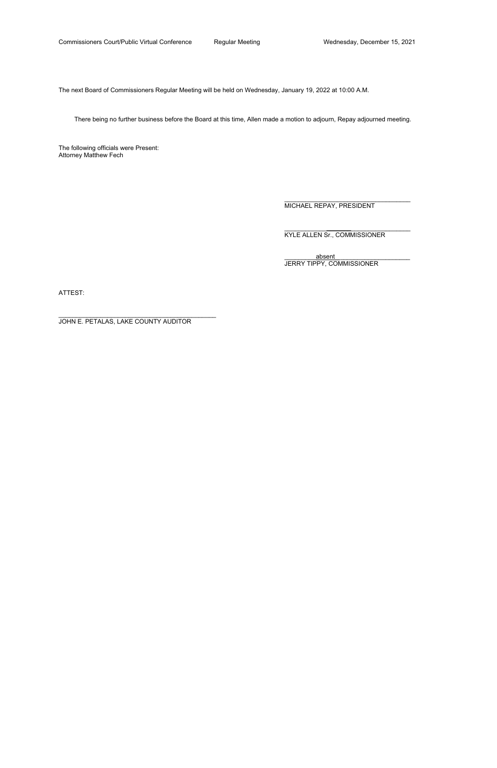The next Board of Commissioners Regular Meeting will be held on Wednesday, January 19, 2022 at 10:00 A.M.

There being no further business before the Board at this time, Allen made a motion to adjourn, Repay adjourned meeting.

The following officials were Present:
Attorney Matthew Fech

_____________________________________
MICHAEL REPAY, PRESIDENT

_____________________________________
KYLE ALLEN Sr., COMMISSIONER

_________absent_____________________
JERRY TIPPY, COMMISSIONER

ATTEST:

_______________________________________________
JOHN E. PETALAS, LAKE COUNTY AUDITOR